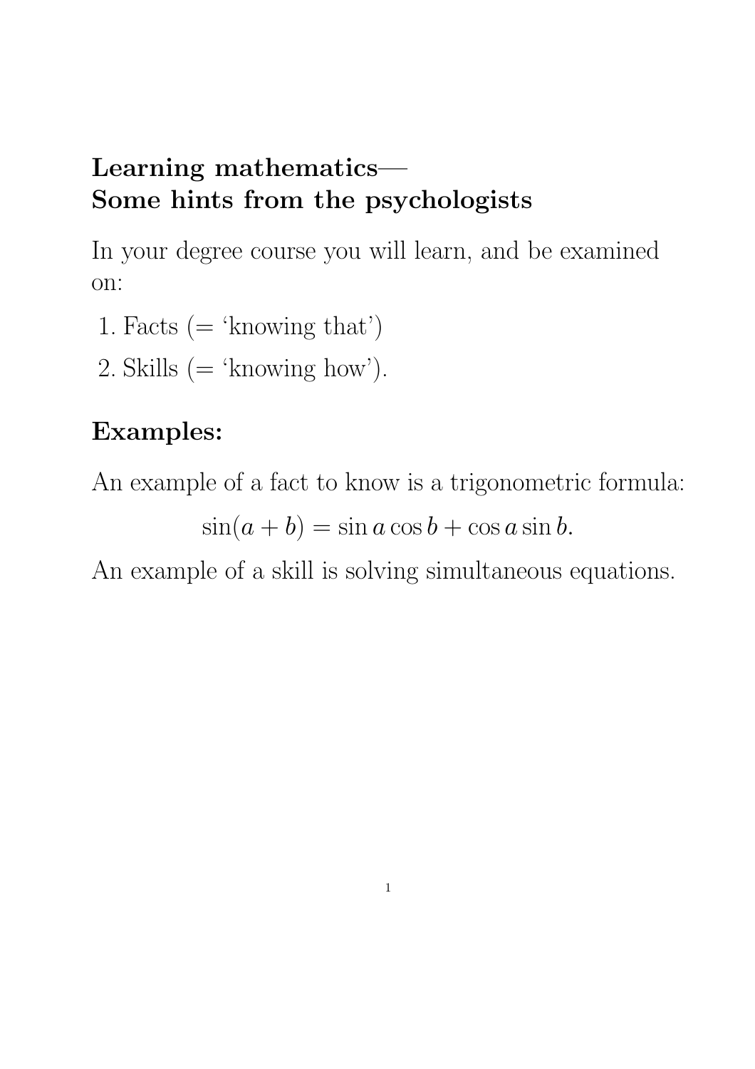# Learning mathematics— Some hints from the psychologists

In your degree course you will learn, and be examined on:

1. Facts (= 'knowing that')
2. Skills (= 'knowing how').

## Examples:

An example of a fact to know is a trigonometric formula:

$$\sin(a + b) = \sin a \cos b + \cos a \sin b.$$

An example of a skill is solving simultaneous equations.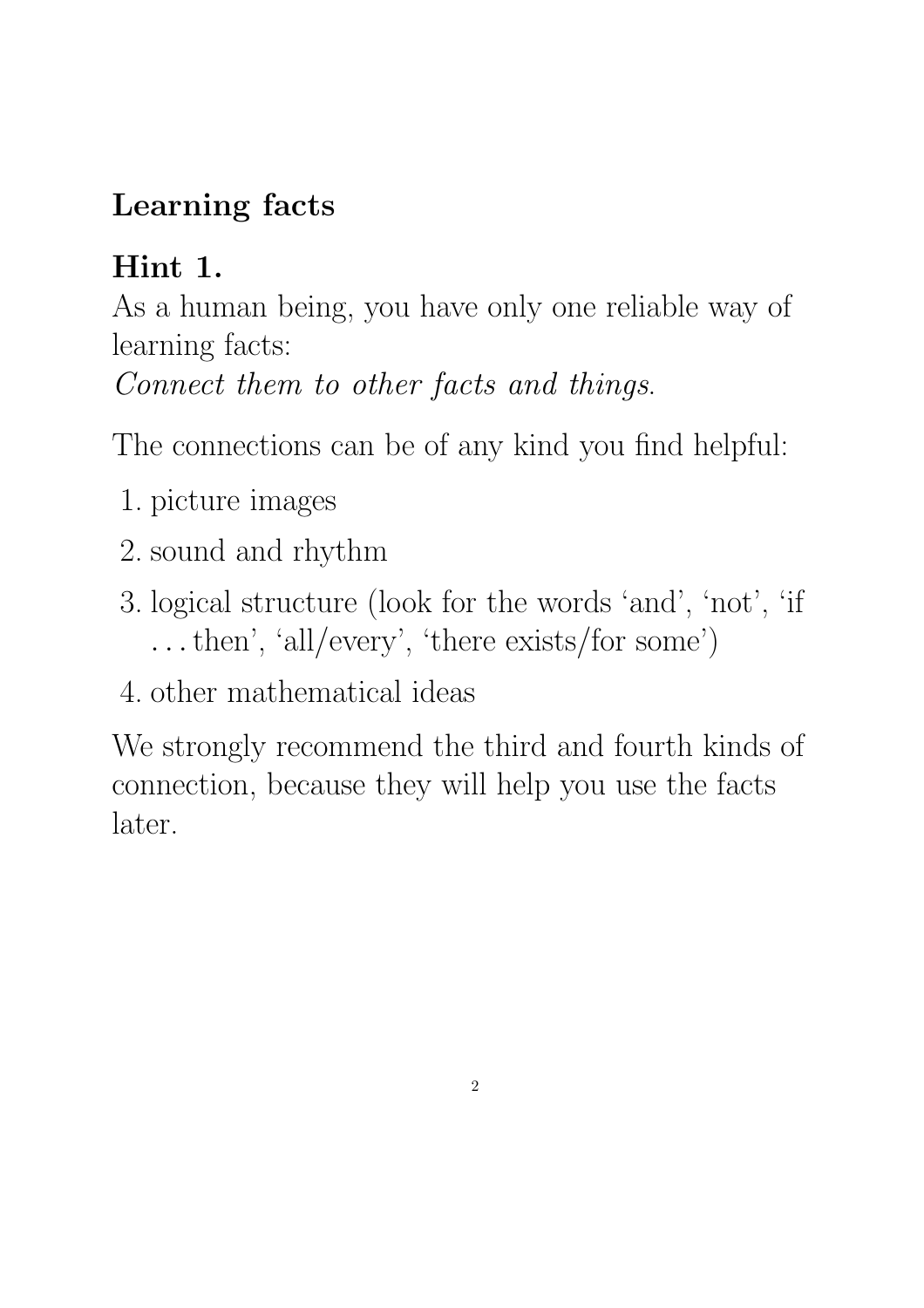## Learning facts

### Hint 1.

As a human being, you have only one reliable way of learning facts:
*Connect them to other facts and things.*

The connections can be of any kind you find helpful:

1. picture images
2. sound and rhythm
3. logical structure (look for the words 'and', 'not', 'if ... then', 'all/every', 'there exists/for some')
4. other mathematical ideas

We strongly recommend the third and fourth kinds of connection, because they will help you use the facts later.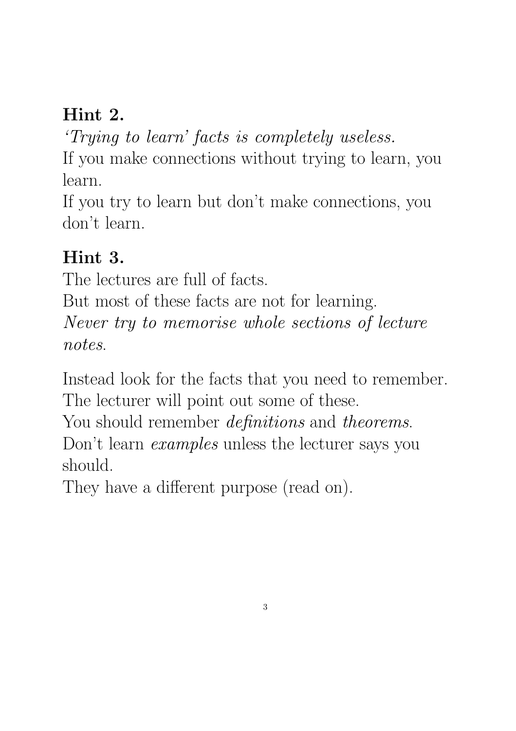**Hint 2.**

*'Trying to learn' facts is completely useless.*
If you make connections without trying to learn, you learn.
If you try to learn but don't make connections, you don't learn.

**Hint 3.**

The lectures are full of facts.
But most of these facts are not for learning.
*Never try to memorise whole sections of lecture notes.*

Instead look for the facts that you need to remember.
The lecturer will point out some of these.
You should remember *definitions* and *theorems*.
Don't learn *examples* unless the lecturer says you should.
They have a different purpose (read on).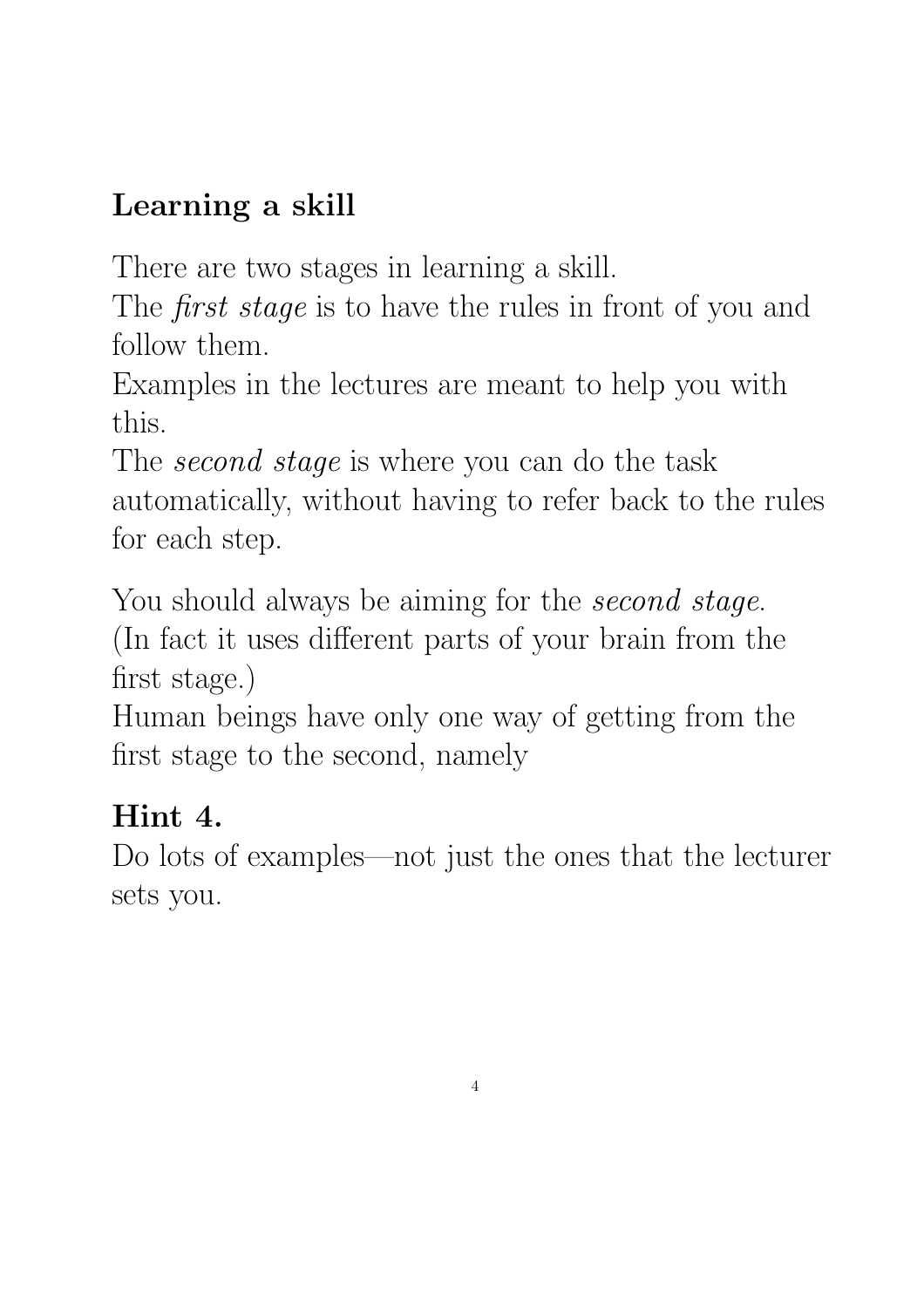## Learning a skill

There are two stages in learning a skill.
The *first stage* is to have the rules in front of you and follow them.
Examples in the lectures are meant to help you with this.
The *second stage* is where you can do the task automatically, without having to refer back to the rules for each step.

You should always be aiming for the *second stage*. (In fact it uses different parts of your brain from the first stage.)
Human beings have only one way of getting from the first stage to the second, namely

## Hint 4.

Do lots of examples—not just the ones that the lecturer sets you.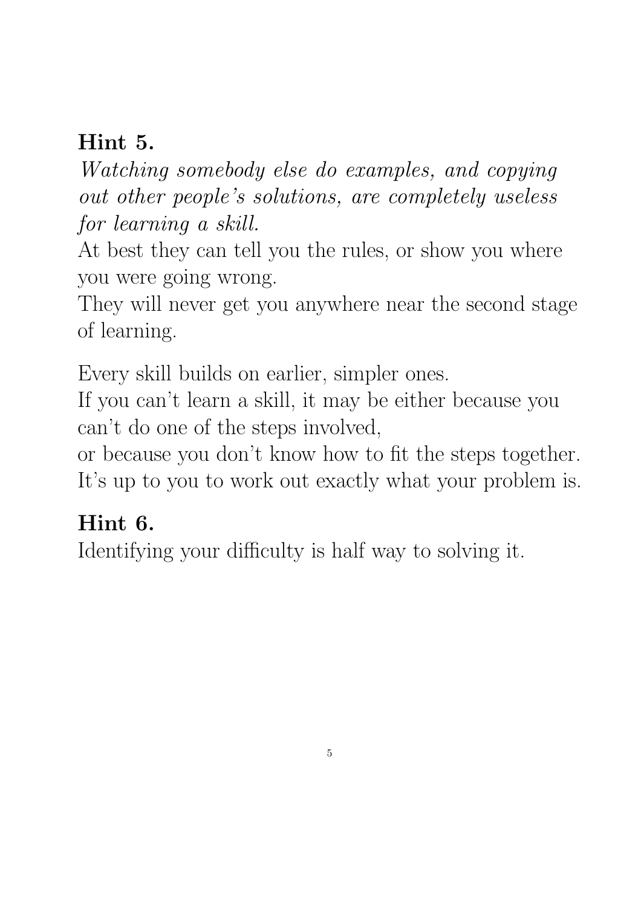**Hint 5.**

*Watching somebody else do examples, and copying out other people's solutions, are completely useless for learning a skill.*

At best they can tell you the rules, or show you where you were going wrong.

They will never get you anywhere near the second stage of learning.

Every skill builds on earlier, simpler ones.

If you can't learn a skill, it may be either because you can't do one of the steps involved,

or because you don't know how to fit the steps together.

It's up to you to work out exactly what your problem is.

**Hint 6.**

Identifying your difficulty is half way to solving it.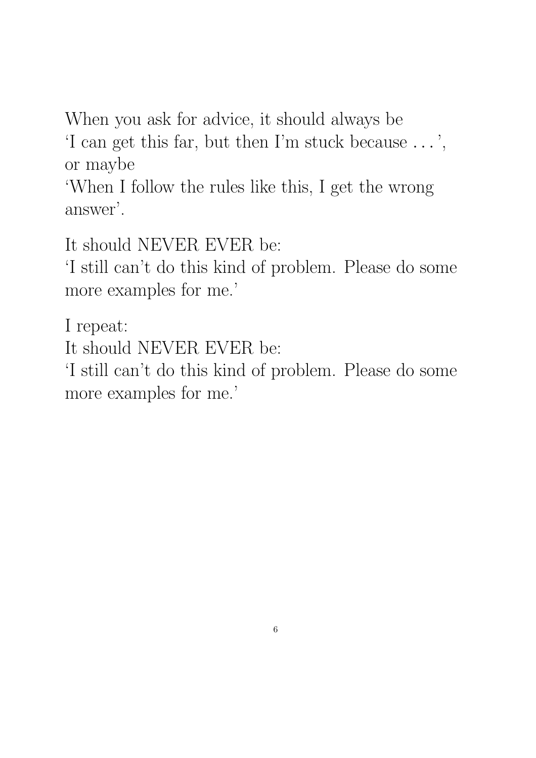When you ask for advice, it should always be
'I can get this far, but then I'm stuck because . . . ',
or maybe
'When I follow the rules like this, I get the wrong answer'.

It should NEVER EVER be:
'I still can't do this kind of problem. Please do some more examples for me.'

I repeat:
It should NEVER EVER be:
'I still can't do this kind of problem. Please do some more examples for me.'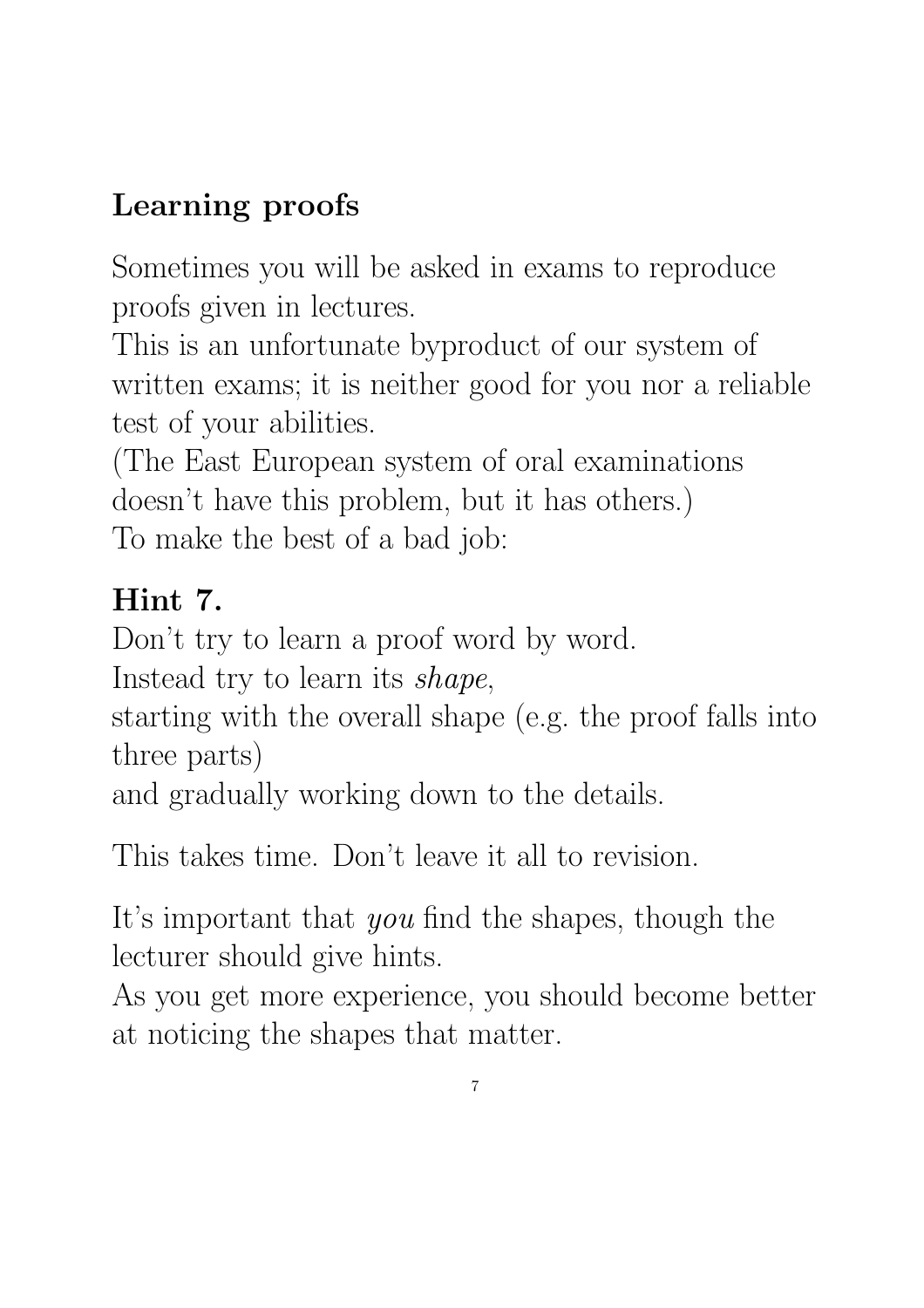## Learning proofs

Sometimes you will be asked in exams to reproduce proofs given in lectures.
This is an unfortunate byproduct of our system of written exams; it is neither good for you nor a reliable test of your abilities.
(The East European system of oral examinations doesn't have this problem, but it has others.)
To make the best of a bad job:

## Hint 7.

Don't try to learn a proof word by word.
Instead try to learn its *shape*,
starting with the overall shape (e.g. the proof falls into three parts)
and gradually working down to the details.

This takes time. Don't leave it all to revision.

It's important that *you* find the shapes, though the lecturer should give hints.
As you get more experience, you should become better at noticing the shapes that matter.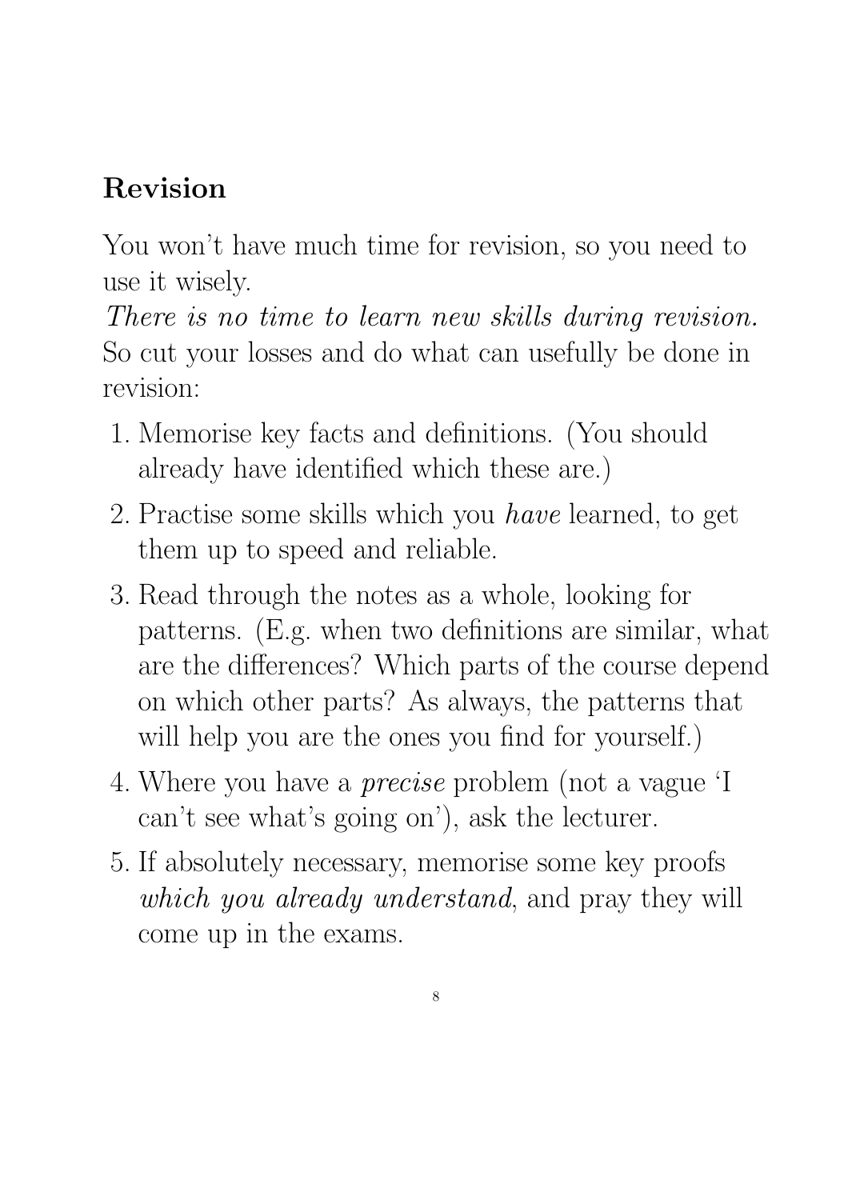## Revision

You won't have much time for revision, so you need to use it wisely.
*There is no time to learn new skills during revision.* So cut your losses and do what can usefully be done in revision:

1. Memorise key facts and definitions. (You should already have identified which these are.)
2. Practise some skills which you *have* learned, to get them up to speed and reliable.
3. Read through the notes as a whole, looking for patterns. (E.g. when two definitions are similar, what are the differences? Which parts of the course depend on which other parts? As always, the patterns that will help you are the ones you find for yourself.)
4. Where you have a *precise* problem (not a vague 'I can't see what's going on'), ask the lecturer.
5. If absolutely necessary, memorise some key proofs *which you already understand*, and pray they will come up in the exams.